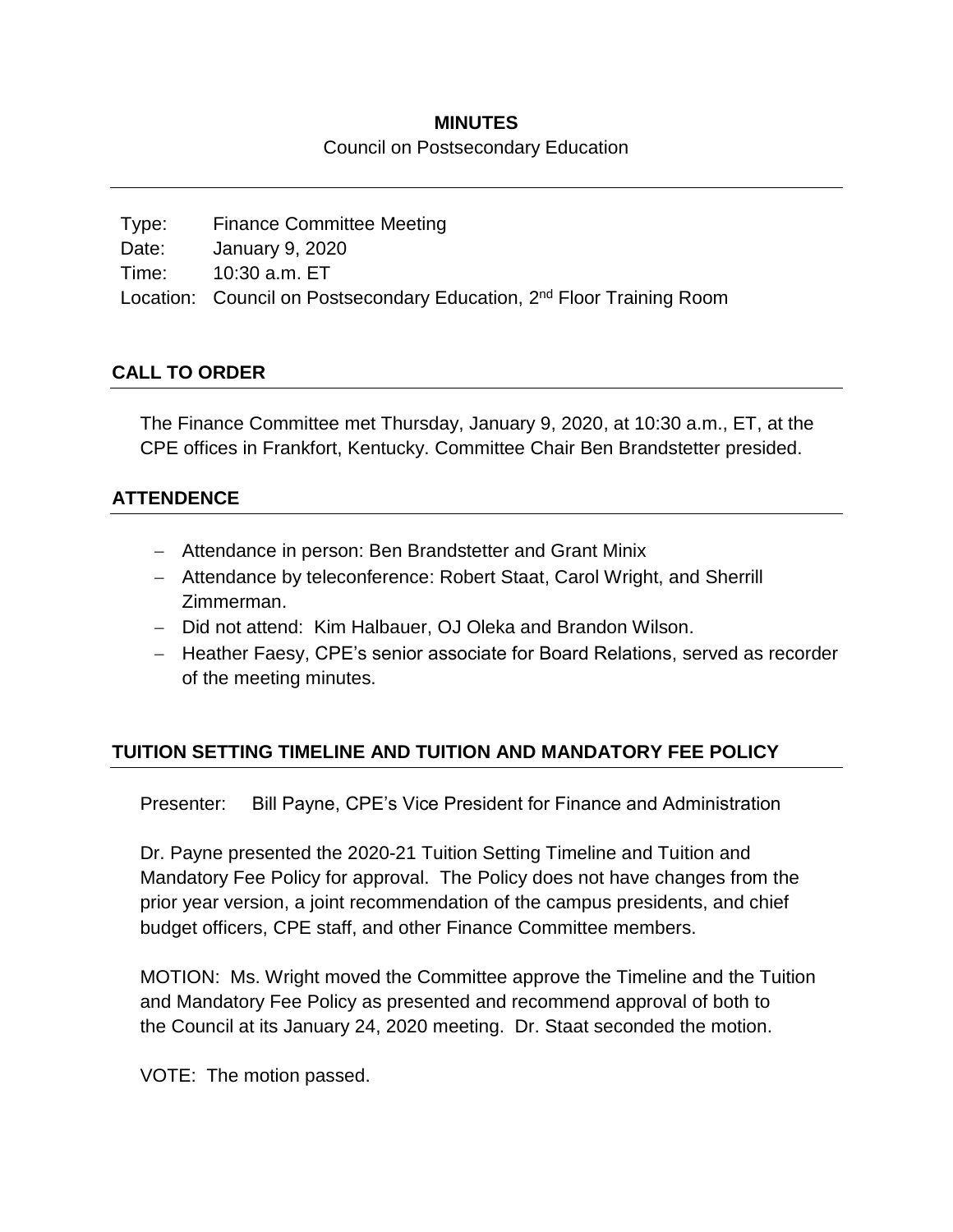# MINUTES

Council on Postsecondary Education

Type: Finance Committee Meeting
Date: January 9, 2020
Time: 10:30 a.m. ET
Location: Council on Postsecondary Education, 2nd Floor Training Room

## CALL TO ORDER

The Finance Committee met Thursday, January 9, 2020, at 10:30 a.m., ET, at the CPE offices in Frankfort, Kentucky. Committee Chair Ben Brandstetter presided.

## ATTENDENCE

- Attendance in person: Ben Brandstetter and Grant Minix
- Attendance by teleconference: Robert Staat, Carol Wright, and Sherrill Zimmerman.
- Did not attend: Kim Halbauer, OJ Oleka and Brandon Wilson.
- Heather Faesy, CPE's senior associate for Board Relations, served as recorder of the meeting minutes.

## TUITION SETTING TIMELINE AND TUITION AND MANDATORY FEE POLICY

Presenter: Bill Payne, CPE's Vice President for Finance and Administration

Dr. Payne presented the 2020-21 Tuition Setting Timeline and Tuition and Mandatory Fee Policy for approval. The Policy does not have changes from the prior year version, a joint recommendation of the campus presidents, and chief budget officers, CPE staff, and other Finance Committee members.

MOTION: Ms. Wright moved the Committee approve the Timeline and the Tuition and Mandatory Fee Policy as presented and recommend approval of both to the Council at its January 24, 2020 meeting. Dr. Staat seconded the motion.

VOTE: The motion passed.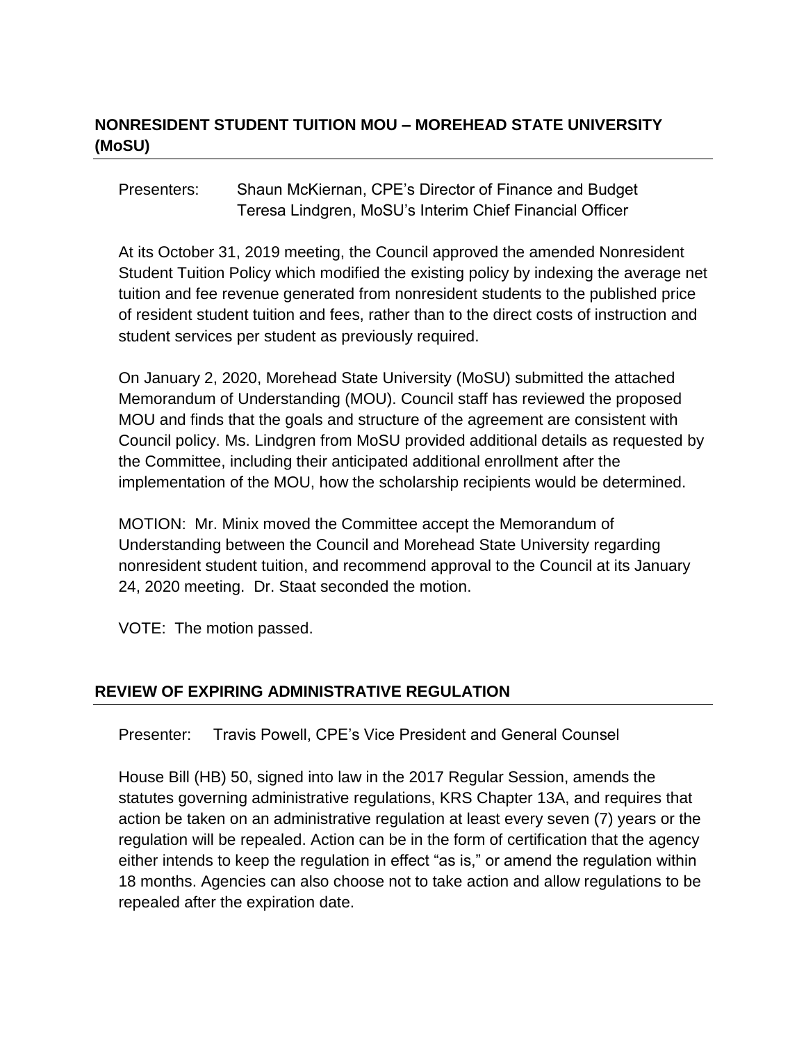## NONRESIDENT STUDENT TUITION MOU – MOREHEAD STATE UNIVERSITY (MoSU)

Presenters: Shaun McKiernan, CPE's Director of Finance and Budget
Teresa Lindgren, MoSU's Interim Chief Financial Officer

At its October 31, 2019 meeting, the Council approved the amended Nonresident Student Tuition Policy which modified the existing policy by indexing the average net tuition and fee revenue generated from nonresident students to the published price of resident student tuition and fees, rather than to the direct costs of instruction and student services per student as previously required.

On January 2, 2020, Morehead State University (MoSU) submitted the attached Memorandum of Understanding (MOU). Council staff has reviewed the proposed MOU and finds that the goals and structure of the agreement are consistent with Council policy. Ms. Lindgren from MoSU provided additional details as requested by the Committee, including their anticipated additional enrollment after the implementation of the MOU, how the scholarship recipients would be determined.

MOTION: Mr. Minix moved the Committee accept the Memorandum of Understanding between the Council and Morehead State University regarding nonresident student tuition, and recommend approval to the Council at its January 24, 2020 meeting. Dr. Staat seconded the motion.

VOTE: The motion passed.

## REVIEW OF EXPIRING ADMINISTRATIVE REGULATION

Presenter: Travis Powell, CPE's Vice President and General Counsel

House Bill (HB) 50, signed into law in the 2017 Regular Session, amends the statutes governing administrative regulations, KRS Chapter 13A, and requires that action be taken on an administrative regulation at least every seven (7) years or the regulation will be repealed. Action can be in the form of certification that the agency either intends to keep the regulation in effect "as is," or amend the regulation within 18 months. Agencies can also choose not to take action and allow regulations to be repealed after the expiration date.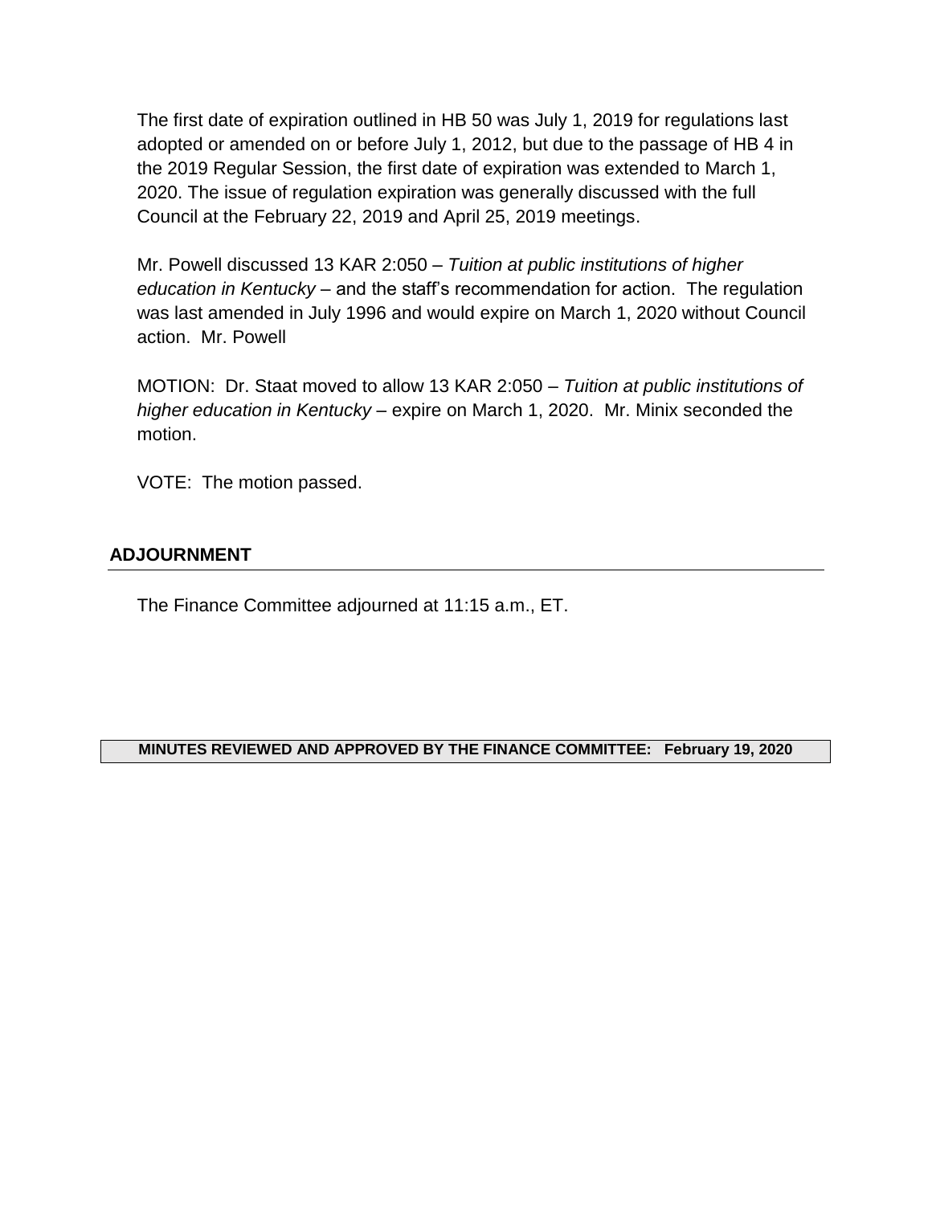The first date of expiration outlined in HB 50 was July 1, 2019 for regulations last adopted or amended on or before July 1, 2012, but due to the passage of HB 4 in the 2019 Regular Session, the first date of expiration was extended to March 1, 2020. The issue of regulation expiration was generally discussed with the full Council at the February 22, 2019 and April 25, 2019 meetings.

Mr. Powell discussed 13 KAR 2:050 – *Tuition at public institutions of higher education in Kentucky* – and the staff's recommendation for action. The regulation was last amended in July 1996 and would expire on March 1, 2020 without Council action. Mr. Powell

MOTION: Dr. Staat moved to allow 13 KAR 2:050 – *Tuition at public institutions of higher education in Kentucky* – expire on March 1, 2020. Mr. Minix seconded the motion.

VOTE: The motion passed.

## ADJOURNMENT

The Finance Committee adjourned at 11:15 a.m., ET.

**MINUTES REVIEWED AND APPROVED BY THE FINANCE COMMITTEE: February 19, 2020**